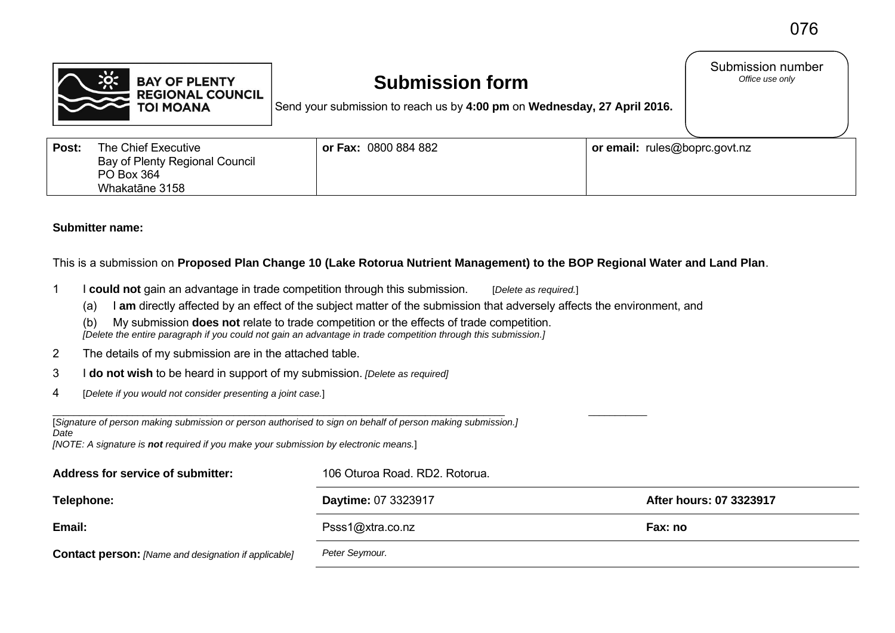076

**BAY OF PLENTY REGIONAL COUNCIL TOI MOANA**

# Submission form

Send your submission to reach us by **4:00 pm** on **Wednesday, 27 April 2016.**

Submission number
*Office use only*

| **Post:** The Chief Executive<br>Bay of Plenty Regional Council<br>PO Box 364<br>Whakatāne 3158 | **or Fax:** 0800 884 882 | **or email:** rules@boprc.govt.nz |
|---|---|---|

**Submitter name:**

This is a submission on **Proposed Plan Change 10 (Lake Rotorua Nutrient Management) to the BOP Regional Water and Land Plan**.

1 I **could not** gain an advantage in trade competition through this submission. [*Delete as required.*]

   (a) I **am** directly affected by an effect of the subject matter of the submission that adversely affects the environment, and

   (b) My submission **does not** relate to trade competition or the effects of trade competition.
   *[Delete the entire paragraph if you could not gain an advantage in trade competition through this submission.]*

2 The details of my submission are in the attached table.

3 I **do not wish** to be heard in support of my submission. *[Delete as required]*

4 [*Delete if you would not consider presenting a joint case.*]

_______________________________________________ __________

[*Signature of person making submission or person authorised to sign on behalf of person making submission.]*
*Date*
*[NOTE: A signature is **not** required if you make your submission by electronic means.*]

| | | |
|---|---|---|
| **Address for service of submitter:** | 106 Oturoa Road. RD2. Rotorua. | |
| **Telephone:** | **Daytime:** 07 3323917 | **After hours: 07 3323917** |
| **Email:** | Psss1@xtra.co.nz | **Fax: no** |
| **Contact person:** *[Name and designation if applicable]* | *Peter Seymour.* | |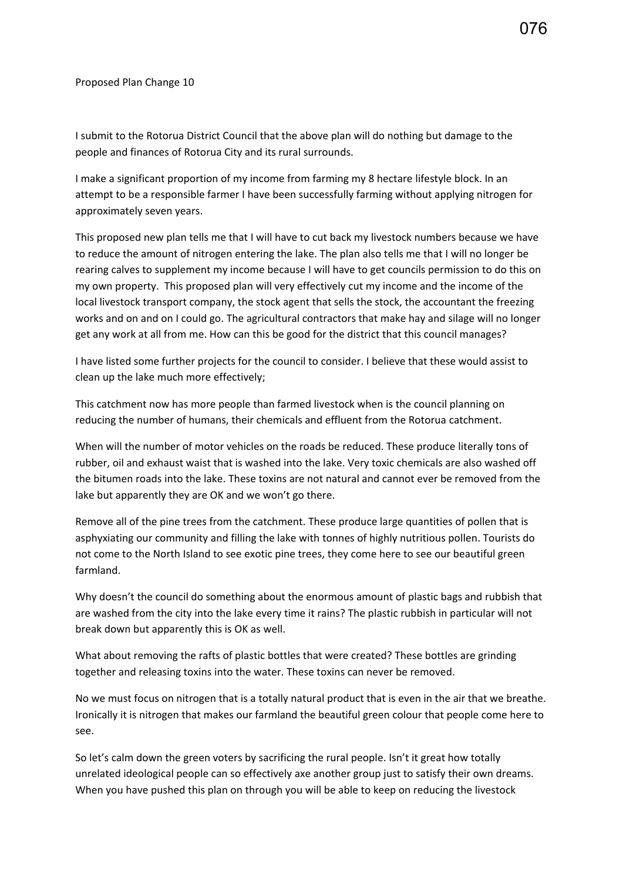Proposed Plan Change 10

I submit to the Rotorua District Council that the above plan will do nothing but damage to the people and finances of Rotorua City and its rural surrounds.

I make a significant proportion of my income from farming my 8 hectare lifestyle block. In an attempt to be a responsible farmer I have been successfully farming without applying nitrogen for approximately seven years.

This proposed new plan tells me that I will have to cut back my livestock numbers because we have to reduce the amount of nitrogen entering the lake. The plan also tells me that I will no longer be rearing calves to supplement my income because I will have to get councils permission to do this on my own property. This proposed plan will very effectively cut my income and the income of the local livestock transport company, the stock agent that sells the stock, the accountant the freezing works and on and on I could go. The agricultural contractors that make hay and silage will no longer get any work at all from me. How can this be good for the district that this council manages?

I have listed some further projects for the council to consider. I believe that these would assist to clean up the lake much more effectively;

This catchment now has more people than farmed livestock when is the council planning on reducing the number of humans, their chemicals and effluent from the Rotorua catchment.

When will the number of motor vehicles on the roads be reduced. These produce literally tons of rubber, oil and exhaust waist that is washed into the lake. Very toxic chemicals are also washed off the bitumen roads into the lake. These toxins are not natural and cannot ever be removed from the lake but apparently they are OK and we won't go there.

Remove all of the pine trees from the catchment. These produce large quantities of pollen that is asphyxiating our community and filling the lake with tonnes of highly nutritious pollen. Tourists do not come to the North Island to see exotic pine trees, they come here to see our beautiful green farmland.

Why doesn't the council do something about the enormous amount of plastic bags and rubbish that are washed from the city into the lake every time it rains? The plastic rubbish in particular will not break down but apparently this is OK as well.

What about removing the rafts of plastic bottles that were created? These bottles are grinding together and releasing toxins into the water. These toxins can never be removed.

No we must focus on nitrogen that is a totally natural product that is even in the air that we breathe. Ironically it is nitrogen that makes our farmland the beautiful green colour that people come here to see.

So let's calm down the green voters by sacrificing the rural people. Isn't it great how totally unrelated ideological people can so effectively axe another group just to satisfy their own dreams. When you have pushed this plan on through you will be able to keep on reducing the livestock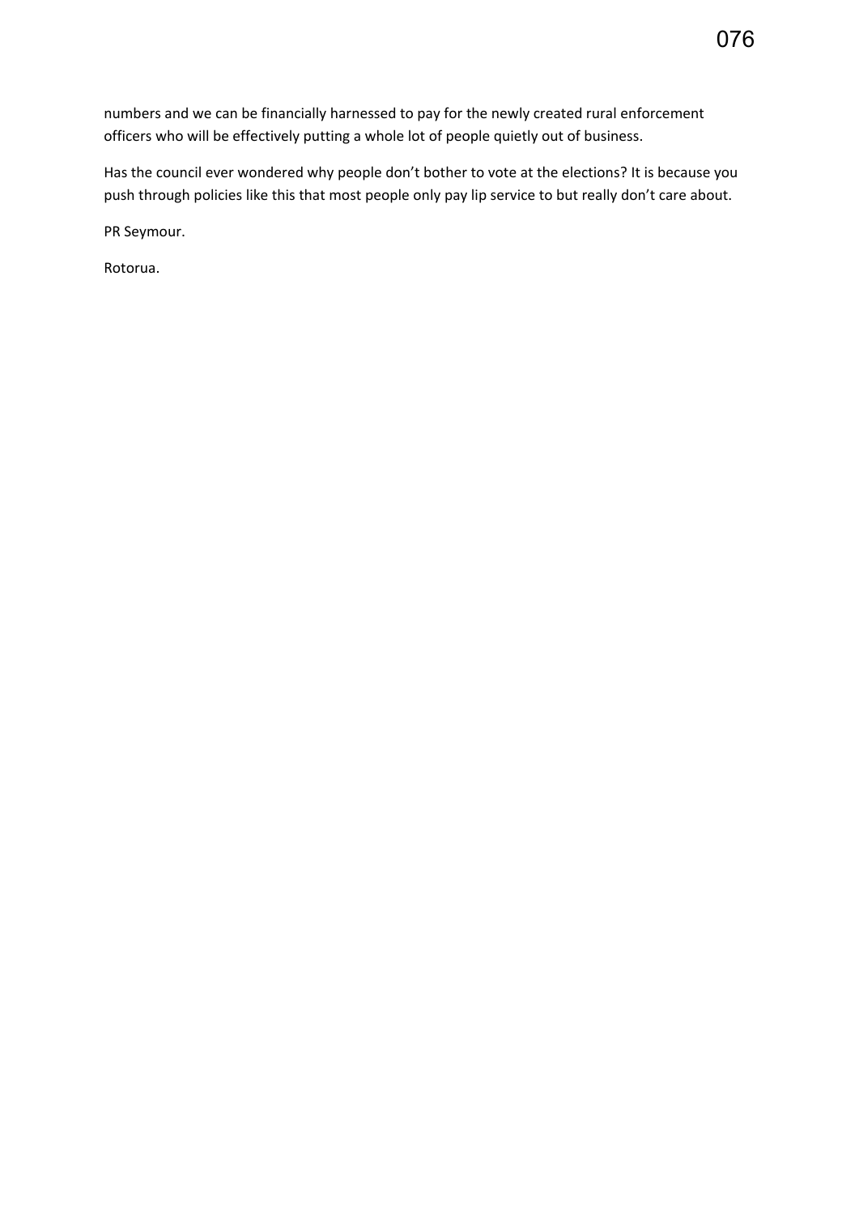numbers and we can be financially harnessed to pay for the newly created rural enforcement officers who will be effectively putting a whole lot of people quietly out of business.

Has the council ever wondered why people don't bother to vote at the elections? It is because you push through policies like this that most people only pay lip service to but really don't care about.

PR Seymour.

Rotorua.